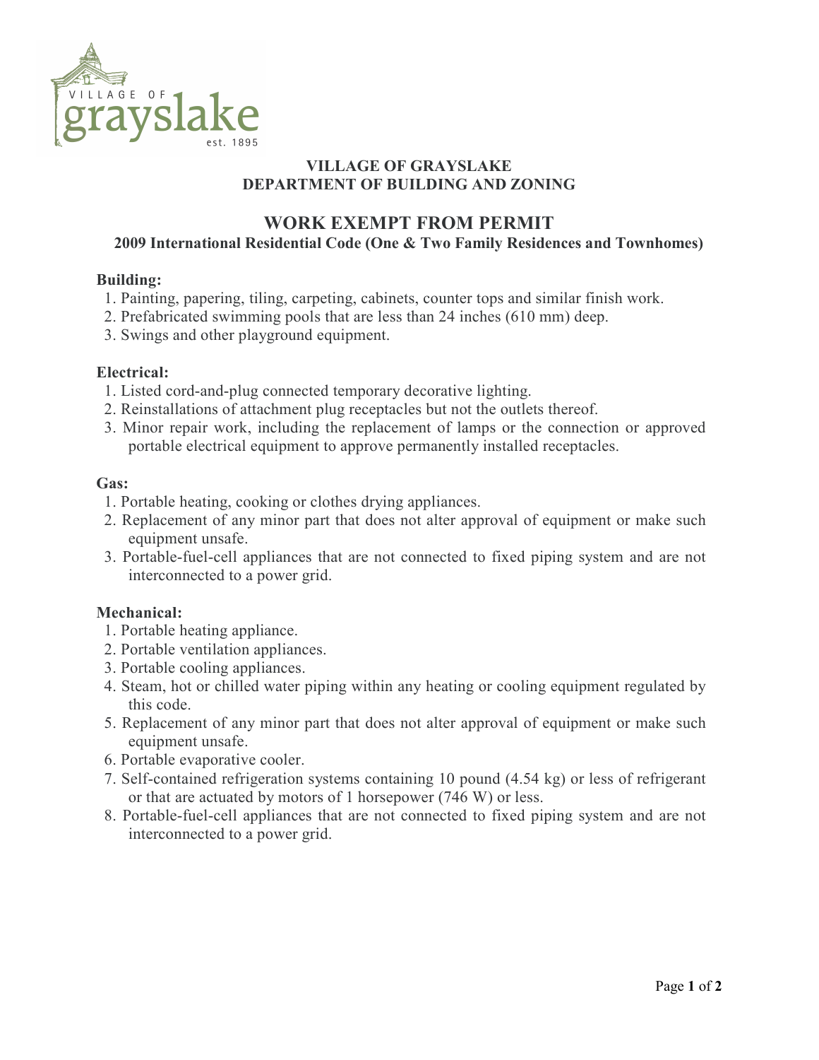VILLAGE OF grayslake est. 1895

**VILLAGE OF GRAYSLAKE**
**DEPARTMENT OF BUILDING AND ZONING**

# WORK EXEMPT FROM PERMIT

### 2009 International Residential Code (One & Two Family Residences and Townhomes)

**Building:**

1. Painting, papering, tiling, carpeting, cabinets, counter tops and similar finish work.
2. Prefabricated swimming pools that are less than 24 inches (610 mm) deep.
3. Swings and other playground equipment.

**Electrical:**

1. Listed cord-and-plug connected temporary decorative lighting.
2. Reinstallations of attachment plug receptacles but not the outlets thereof.
3. Minor repair work, including the replacement of lamps or the connection or approved portable electrical equipment to approve permanently installed receptacles.

**Gas:**

1. Portable heating, cooking or clothes drying appliances.
2. Replacement of any minor part that does not alter approval of equipment or make such equipment unsafe.
3. Portable-fuel-cell appliances that are not connected to fixed piping system and are not interconnected to a power grid.

**Mechanical:**

1. Portable heating appliance.
2. Portable ventilation appliances.
3. Portable cooling appliances.
4. Steam, hot or chilled water piping within any heating or cooling equipment regulated by this code.
5. Replacement of any minor part that does not alter approval of equipment or make such equipment unsafe.
6. Portable evaporative cooler.
7. Self-contained refrigeration systems containing 10 pound (4.54 kg) or less of refrigerant or that are actuated by motors of 1 horsepower (746 W) or less.
8. Portable-fuel-cell appliances that are not connected to fixed piping system and are not interconnected to a power grid.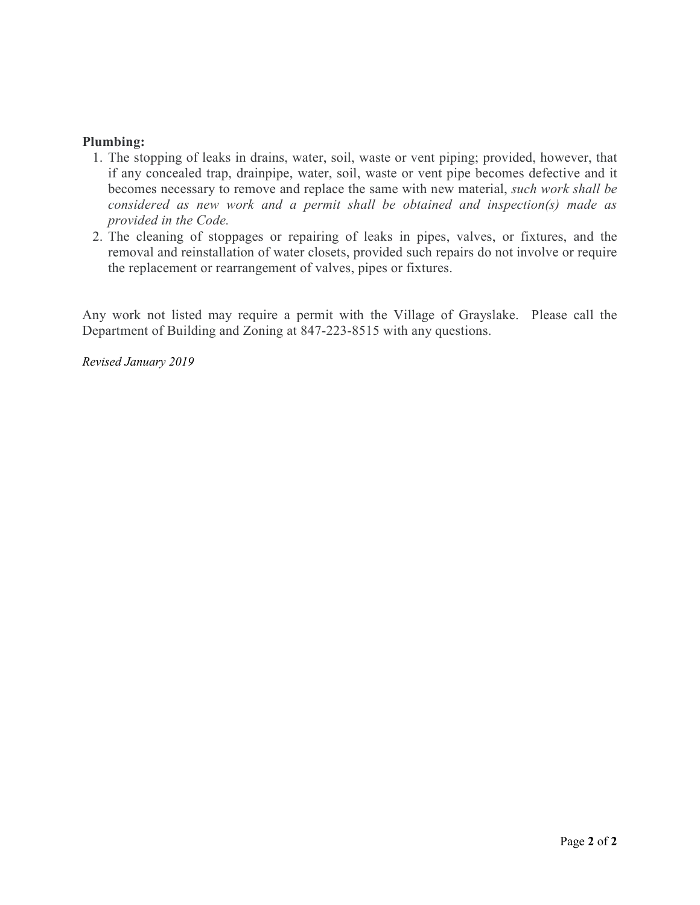**Plumbing:**

1. The stopping of leaks in drains, water, soil, waste or vent piping; provided, however, that if any concealed trap, drainpipe, water, soil, waste or vent pipe becomes defective and it becomes necessary to remove and replace the same with new material, *such work shall be considered as new work and a permit shall be obtained and inspection(s) made as provided in the Code.*
2. The cleaning of stoppages or repairing of leaks in pipes, valves, or fixtures, and the removal and reinstallation of water closets, provided such repairs do not involve or require the replacement or rearrangement of valves, pipes or fixtures.

Any work not listed may require a permit with the Village of Grayslake. Please call the Department of Building and Zoning at 847-223-8515 with any questions.

*Revised January 2019*